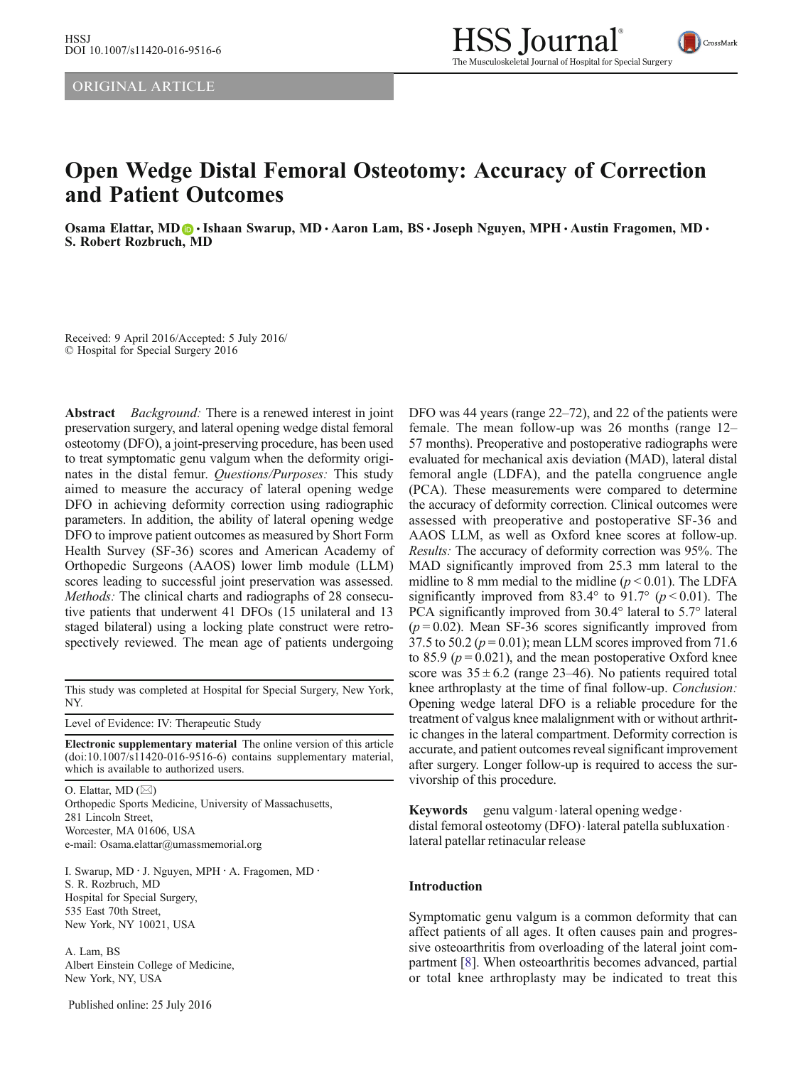ORIGINAL ARTICLE

# Open Wedge Distal Femoral Osteotomy: Accuracy of Correction and Patient Outcomes

**Osama Elattar, MD · Ishaan Swarup, MD · Aaron Lam, BS · Joseph Nguyen, MPH · Austin Fragomen, MD · S. Robert Rozbruch, MD**

Received: 9 April 2016/Accepted: 5 July 2016/
© Hospital for Special Surgery 2016

**Abstract** *Background:* There is a renewed interest in joint preservation surgery, and lateral opening wedge distal femoral osteotomy (DFO), a joint-preserving procedure, has been used to treat symptomatic genu valgum when the deformity originates in the distal femur. *Questions/Purposes:* This study aimed to measure the accuracy of lateral opening wedge DFO in achieving deformity correction using radiographic parameters. In addition, the ability of lateral opening wedge DFO to improve patient outcomes as measured by Short Form Health Survey (SF-36) scores and American Academy of Orthopedic Surgeons (AAOS) lower limb module (LLM) scores leading to successful joint preservation was assessed. *Methods:* The clinical charts and radiographs of 28 consecutive patients that underwent 41 DFOs (15 unilateral and 13 staged bilateral) using a locking plate construct were retrospectively reviewed. The mean age of patients undergoing DFO was 44 years (range 22–72), and 22 of the patients were female. The mean follow-up was 26 months (range 12–57 months). Preoperative and postoperative radiographs were evaluated for mechanical axis deviation (MAD), lateral distal femoral angle (LDFA), and the patella congruence angle (PCA). These measurements were compared to determine the accuracy of deformity correction. Clinical outcomes were assessed with preoperative and postoperative SF-36 and AAOS LLM, as well as Oxford knee scores at follow-up. *Results:* The accuracy of deformity correction was 95%. The MAD significantly improved from 25.3 mm lateral to the midline to 8 mm medial to the midline ($p < 0.01$). The LDFA significantly improved from 83.4° to 91.7° ($p < 0.01$). The PCA significantly improved from 30.4° lateral to 5.7° lateral ($p = 0.02$). Mean SF-36 scores significantly improved from 37.5 to 50.2 ($p = 0.01$); mean LLM scores improved from 71.6 to 85.9 ($p = 0.021$), and the mean postoperative Oxford knee score was $35 \pm 6.2$ (range 23–46). No patients required total knee arthroplasty at the time of final follow-up. *Conclusion:* Opening wedge lateral DFO is a reliable procedure for the treatment of valgus knee malalignment with or without arthritic changes in the lateral compartment. Deformity correction is accurate, and patient outcomes reveal significant improvement after surgery. Longer follow-up is required to access the survivorship of this procedure.

**Keywords** genu valgum · lateral opening wedge · distal femoral osteotomy (DFO) · lateral patella subluxation · lateral patellar retinacular release

This study was completed at Hospital for Special Surgery, New York, NY.

Level of Evidence: IV: Therapeutic Study

**Electronic supplementary material** The online version of this article (doi:10.1007/s11420-016-9516-6) contains supplementary material, which is available to authorized users.

O. Elattar, MD (✉)
Orthopedic Sports Medicine, University of Massachusetts,
281 Lincoln Street,
Worcester, MA 01606, USA
e-mail: Osama.elattar@umassmemorial.org

I. Swarup, MD · J. Nguyen, MPH · A. Fragomen, MD ·
S. R. Rozbruch, MD
Hospital for Special Surgery,
535 East 70th Street,
New York, NY 10021, USA

A. Lam, BS
Albert Einstein College of Medicine,
New York, NY, USA

Published online: 25 July 2016

## Introduction

Symptomatic genu valgum is a common deformity that can affect patients of all ages. It often causes pain and progressive osteoarthritis from overloading of the lateral joint compartment [8]. When osteoarthritis becomes advanced, partial or total knee arthroplasty may be indicated to treat this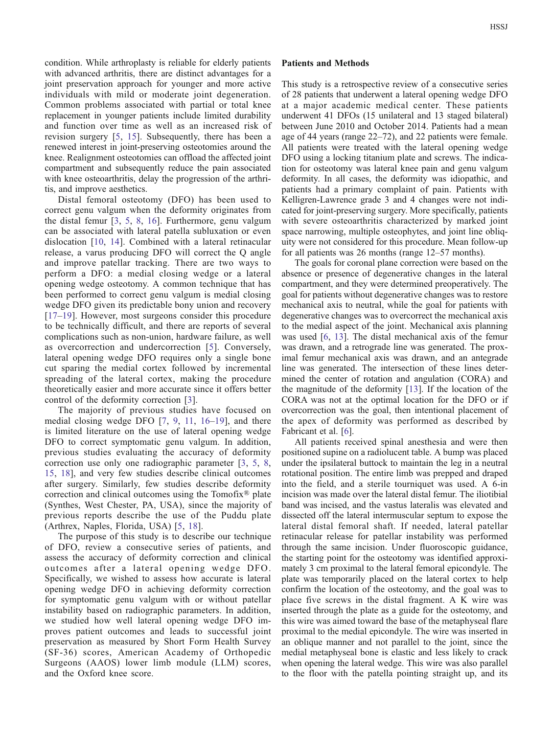condition. While arthroplasty is reliable for elderly patients with advanced arthritis, there are distinct advantages for a joint preservation approach for younger and more active individuals with mild or moderate joint degeneration. Common problems associated with partial or total knee replacement in younger patients include limited durability and function over time as well as an increased risk of revision surgery [5, 15]. Subsequently, there has been a renewed interest in joint-preserving osteotomies around the knee. Realignment osteotomies can offload the affected joint compartment and subsequently reduce the pain associated with knee osteoarthritis, delay the progression of the arthritis, and improve aesthetics.

Distal femoral osteotomy (DFO) has been used to correct genu valgum when the deformity originates from the distal femur [3, 5, 8, 16]. Furthermore, genu valgum can be associated with lateral patella subluxation or even dislocation [10, 14]. Combined with a lateral retinacular release, a varus producing DFO will correct the Q angle and improve patellar tracking. There are two ways to perform a DFO: a medial closing wedge or a lateral opening wedge osteotomy. A common technique that has been performed to correct genu valgum is medial closing wedge DFO given its predictable bony union and recovery [17–19]. However, most surgeons consider this procedure to be technically difficult, and there are reports of several complications such as non-union, hardware failure, as well as overcorrection and undercorrection [5]. Conversely, lateral opening wedge DFO requires only a single bone cut sparing the medial cortex followed by incremental spreading of the lateral cortex, making the procedure theoretically easier and more accurate since it offers better control of the deformity correction [3].

The majority of previous studies have focused on medial closing wedge DFO [7, 9, 11, 16–19], and there is limited literature on the use of lateral opening wedge DFO to correct symptomatic genu valgum. In addition, previous studies evaluating the accuracy of deformity correction use only one radiographic parameter [3, 5, 8, 15, 18], and very few studies describe clinical outcomes after surgery. Similarly, few studies describe deformity correction and clinical outcomes using the Tomofix® plate (Synthes, West Chester, PA, USA), since the majority of previous reports describe the use of the Puddu plate (Arthrex, Naples, Florida, USA) [5, 18].

The purpose of this study is to describe our technique of DFO, review a consecutive series of patients, and assess the accuracy of deformity correction and clinical outcomes after a lateral opening wedge DFO. Specifically, we wished to assess how accurate is lateral opening wedge DFO in achieving deformity correction for symptomatic genu valgum with or without patellar instability based on radiographic parameters. In addition, we studied how well lateral opening wedge DFO improves patient outcomes and leads to successful joint preservation as measured by Short Form Health Survey (SF-36) scores, American Academy of Orthopedic Surgeons (AAOS) lower limb module (LLM) scores, and the Oxford knee score.

## Patients and Methods

This study is a retrospective review of a consecutive series of 28 patients that underwent a lateral opening wedge DFO at a major academic medical center. These patients underwent 41 DFOs (15 unilateral and 13 staged bilateral) between June 2010 and October 2014. Patients had a mean age of 44 years (range 22–72), and 22 patients were female. All patients were treated with the lateral opening wedge DFO using a locking titanium plate and screws. The indication for osteotomy was lateral knee pain and genu valgum deformity. In all cases, the deformity was idiopathic, and patients had a primary complaint of pain. Patients with Kelligren-Lawrence grade 3 and 4 changes were not indicated for joint-preserving surgery. More specifically, patients with severe osteoarthritis characterized by marked joint space narrowing, multiple osteophytes, and joint line obliquity were not considered for this procedure. Mean follow-up for all patients was 26 months (range 12–57 months).

The goals for coronal plane correction were based on the absence or presence of degenerative changes in the lateral compartment, and they were determined preoperatively. The goal for patients without degenerative changes was to restore mechanical axis to neutral, while the goal for patients with degenerative changes was to overcorrect the mechanical axis to the medial aspect of the joint. Mechanical axis planning was used [6, 13]. The distal mechanical axis of the femur was drawn, and a retrograde line was generated. The proximal femur mechanical axis was drawn, and an antegrade line was generated. The intersection of these lines determined the center of rotation and angulation (CORA) and the magnitude of the deformity [13]. If the location of the CORA was not at the optimal location for the DFO or if overcorrection was the goal, then intentional placement of the apex of deformity was performed as described by Fabricant et al. [6].

All patients received spinal anesthesia and were then positioned supine on a radiolucent table. A bump was placed under the ipsilateral buttock to maintain the leg in a neutral rotational position. The entire limb was prepped and draped into the field, and a sterile tourniquet was used. A 6-in incision was made over the lateral distal femur. The iliotibial band was incised, and the vastus lateralis was elevated and dissected off the lateral intermuscular septum to expose the lateral distal femoral shaft. If needed, lateral patellar retinacular release for patellar instability was performed through the same incision. Under fluoroscopic guidance, the starting point for the osteotomy was identified approximately 3 cm proximal to the lateral femoral epicondyle. The plate was temporarily placed on the lateral cortex to help confirm the location of the osteotomy, and the goal was to place five screws in the distal fragment. A K wire was inserted through the plate as a guide for the osteotomy, and this wire was aimed toward the base of the metaphyseal flare proximal to the medial epicondyle. The wire was inserted in an oblique manner and not parallel to the joint, since the medial metaphyseal bone is elastic and less likely to crack when opening the lateral wedge. This wire was also parallel to the floor with the patella pointing straight up, and its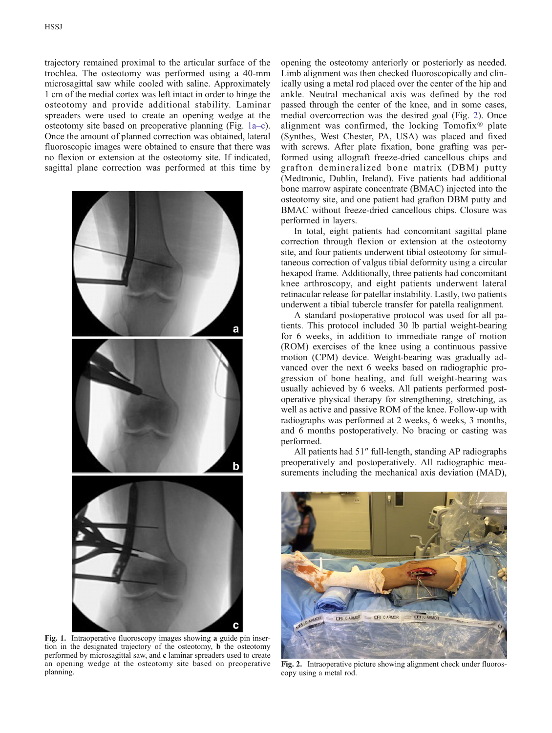trajectory remained proximal to the articular surface of the trochlea. The osteotomy was performed using a 40-mm microsagittal saw while cooled with saline. Approximately 1 cm of the medial cortex was left intact in order to hinge the osteotomy and provide additional stability. Laminar spreaders were used to create an opening wedge at the osteotomy site based on preoperative planning (Fig. 1a–c). Once the amount of planned correction was obtained, lateral fluoroscopic images were obtained to ensure that there was no flexion or extension at the osteotomy site. If indicated, sagittal plane correction was performed at this time by opening the osteotomy anteriorly or posteriorly as needed. Limb alignment was then checked fluoroscopically and clinically using a metal rod placed over the center of the hip and ankle. Neutral mechanical axis was defined by the rod passed through the center of the knee, and in some cases, medial overcorrection was the desired goal (Fig. 2). Once alignment was confirmed, the locking Tomofix® plate (Synthes, West Chester, PA, USA) was placed and fixed with screws. After plate fixation, bone grafting was performed using allograft freeze-dried cancellous chips and grafton demineralized bone matrix (DBM) putty (Medtronic, Dublin, Ireland). Five patients had additional bone marrow aspirate concentrate (BMAC) injected into the osteotomy site, and one patient had grafton DBM putty and BMAC without freeze-dried cancellous chips. Closure was performed in layers.

Fig. 1. Intraoperative fluoroscopy images showing **a** guide pin insertion in the designated trajectory of the osteotomy, **b** the osteotomy performed by microsagittal saw, and **c** laminar spreaders used to create an opening wedge at the osteotomy site based on preoperative planning.

In total, eight patients had concomitant sagittal plane correction through flexion or extension at the osteotomy site, and four patients underwent tibial osteotomy for simultaneous correction of valgus tibial deformity using a circular hexapod frame. Additionally, three patients had concomitant knee arthroscopy, and eight patients underwent lateral retinacular release for patellar instability. Lastly, two patients underwent a tibial tubercle transfer for patella realignment.

A standard postoperative protocol was used for all patients. This protocol included 30 lb partial weight-bearing for 6 weeks, in addition to immediate range of motion (ROM) exercises of the knee using a continuous passive motion (CPM) device. Weight-bearing was gradually advanced over the next 6 weeks based on radiographic progression of bone healing, and full weight-bearing was usually achieved by 6 weeks. All patients performed postoperative physical therapy for strengthening, stretching, as well as active and passive ROM of the knee. Follow-up with radiographs was performed at 2 weeks, 6 weeks, 3 months, and 6 months postoperatively. No bracing or casting was performed.

All patients had 51″ full-length, standing AP radiographs preoperatively and postoperatively. All radiographic measurements including the mechanical axis deviation (MAD),

Fig. 2. Intraoperative picture showing alignment check under fluoroscopy using a metal rod.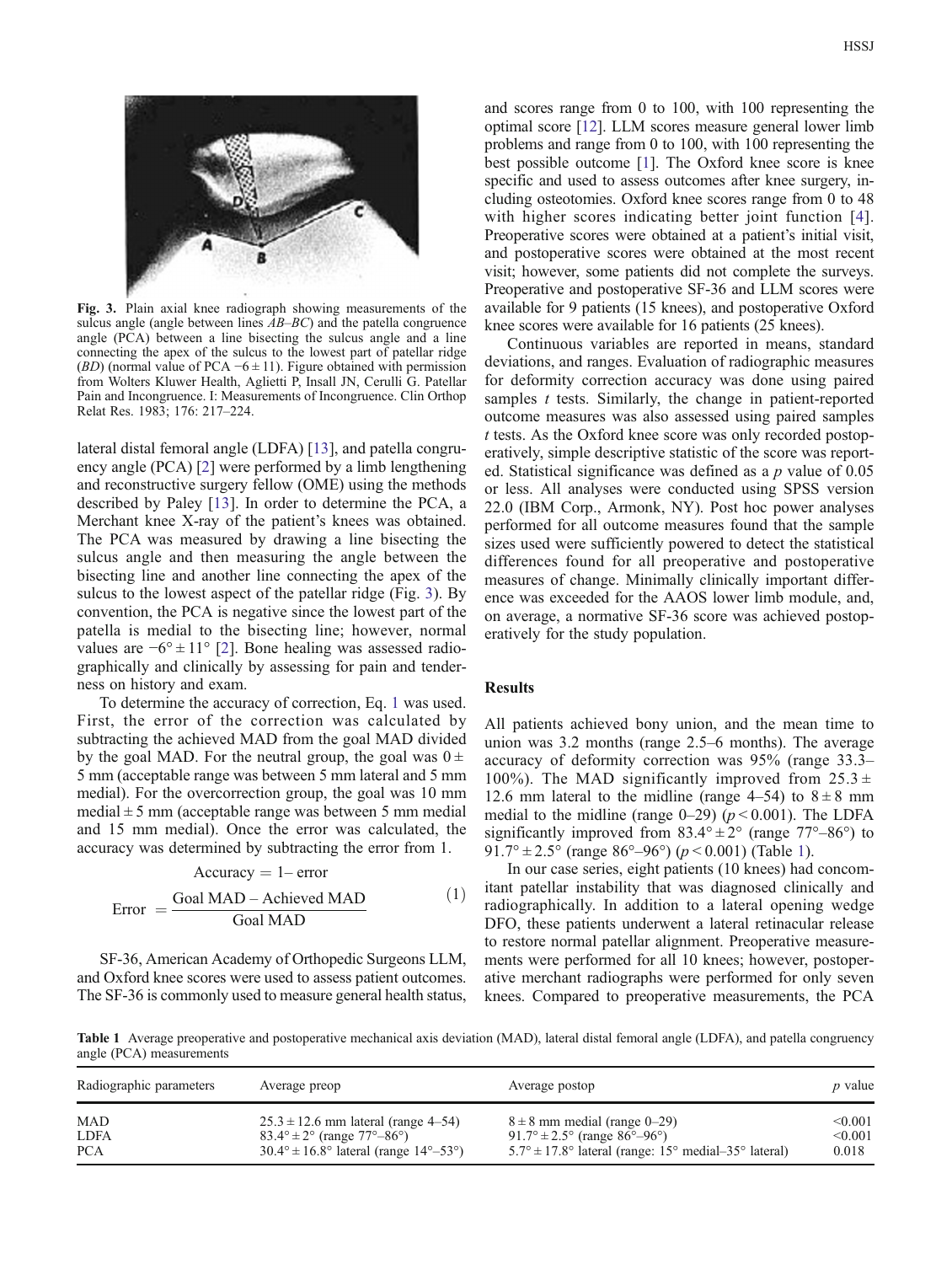Fig. 3. Plain axial knee radiograph showing measurements of the sulcus angle (angle between lines *AB–BC*) and the patella congruence angle (PCA) between a line bisecting the sulcus angle and a line connecting the apex of the sulcus to the lowest part of patellar ridge (*BD*) (normal value of PCA −6 ± 11). Figure obtained with permission from Wolters Kluwer Health, Aglietti P, Insall JN, Cerulli G. Patellar Pain and Incongruence. I: Measurements of Incongruence. Clin Orthop Relat Res. 1983; 176: 217–224.

lateral distal femoral angle (LDFA) [13], and patella congruency angle (PCA) [2] were performed by a limb lengthening and reconstructive surgery fellow (OME) using the methods described by Paley [13]. In order to determine the PCA, a Merchant knee X-ray of the patient's knees was obtained. The PCA was measured by drawing a line bisecting the sulcus angle and then measuring the angle between the bisecting line and another line connecting the apex of the sulcus to the lowest aspect of the patellar ridge (Fig. 3). By convention, the PCA is negative since the lowest part of the patella is medial to the bisecting line; however, normal values are −6° ± 11° [2]. Bone healing was assessed radiographically and clinically by assessing for pain and tenderness on history and exam.

To determine the accuracy of correction, Eq. 1 was used. First, the error of the correction was calculated by subtracting the achieved MAD from the goal MAD divided by the goal MAD. For the neutral group, the goal was 0 ± 5 mm (acceptable range was between 5 mm lateral and 5 mm medial). For the overcorrection group, the goal was 10 mm medial ± 5 mm (acceptable range was between 5 mm medial and 15 mm medial). Once the error was calculated, the accuracy was determined by subtracting the error from 1.

$$\text{Accuracy} = 1 - \text{error}$$
$$\text{Error} = \frac{\text{Goal MAD} - \text{Achieved MAD}}{\text{Goal MAD}} \tag{1}$$

SF-36, American Academy of Orthopedic Surgeons LLM, and Oxford knee scores were used to assess patient outcomes. The SF-36 is commonly used to measure general health status, and scores range from 0 to 100, with 100 representing the optimal score [12]. LLM scores measure general lower limb problems and range from 0 to 100, with 100 representing the best possible outcome [1]. The Oxford knee score is knee specific and used to assess outcomes after knee surgery, including osteotomies. Oxford knee scores range from 0 to 48 with higher scores indicating better joint function [4]. Preoperative scores were obtained at a patient's initial visit, and postoperative scores were obtained at the most recent visit; however, some patients did not complete the surveys. Preoperative and postoperative SF-36 and LLM scores were available for 9 patients (15 knees), and postoperative Oxford knee scores were available for 16 patients (25 knees).

Continuous variables are reported in means, standard deviations, and ranges. Evaluation of radiographic measures for deformity correction accuracy was done using paired samples *t* tests. Similarly, the change in patient-reported outcome measures was also assessed using paired samples *t* tests. As the Oxford knee score was only recorded postoperatively, simple descriptive statistic of the score was reported. Statistical significance was defined as a *p* value of 0.05 or less. All analyses were conducted using SPSS version 22.0 (IBM Corp., Armonk, NY). Post hoc power analyses performed for all outcome measures found that the sample sizes used were sufficiently powered to detect the statistical differences found for all preoperative and postoperative measures of change. Minimally clinically important difference was exceeded for the AAOS lower limb module, and, on average, a normative SF-36 score was achieved postoperatively for the study population.

## Results

All patients achieved bony union, and the mean time to union was 3.2 months (range 2.5–6 months). The average accuracy of deformity correction was 95% (range 33.3–100%). The MAD significantly improved from 25.3 ± 12.6 mm lateral to the midline (range 4–54) to 8 ± 8 mm medial to the midline (range 0–29) ($p < 0.001$). The LDFA significantly improved from 83.4° ± 2° (range 77°–86°) to 91.7° ± 2.5° (range 86°–96°) ($p < 0.001$) (Table 1).

In our case series, eight patients (10 knees) had concomitant patellar instability that was diagnosed clinically and radiographically. In addition to a lateral opening wedge DFO, these patients underwent a lateral retinacular release to restore normal patellar alignment. Preoperative measurements were performed for all 10 knees; however, postoperative merchant radiographs were performed for only seven knees. Compared to preoperative measurements, the PCA

**Table 1** Average preoperative and postoperative mechanical axis deviation (MAD), lateral distal femoral angle (LDFA), and patella congruency angle (PCA) measurements

| Radiographic parameters | Average preop | Average postop | *p* value |
|---|---|---|---|
| MAD | 25.3 ± 12.6 mm lateral (range 4–54) | 8 ± 8 mm medial (range 0–29) | <0.001 |
| LDFA | 83.4° ± 2° (range 77°–86°) | 91.7° ± 2.5° (range 86°–96°) | <0.001 |
| PCA | 30.4° ± 16.8° lateral (range 14°–53°) | 5.7° ± 17.8° lateral (range: 15° medial–35° lateral) | 0.018 |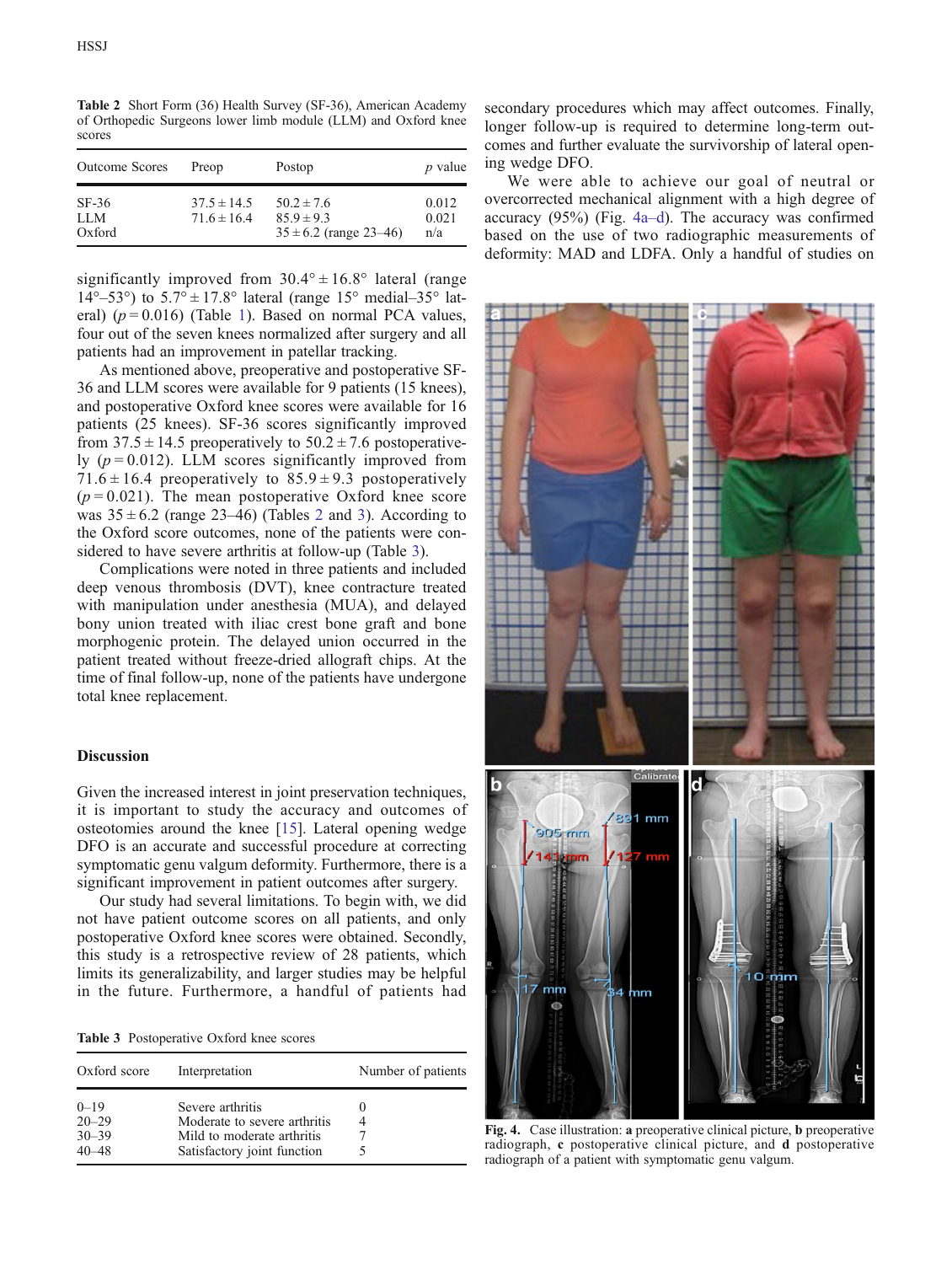**Table 2** Short Form (36) Health Survey (SF-36), American Academy of Orthopedic Surgeons lower limb module (LLM) and Oxford knee scores

| Outcome Scores | Preop | Postop | *p* value |
|---|---|---|---|
| SF-36 | 37.5 ± 14.5 | 50.2 ± 7.6 | 0.012 |
| LLM | 71.6 ± 16.4 | 85.9 ± 9.3 | 0.021 |
| Oxford | | 35 ± 6.2 (range 23–46) | n/a |

significantly improved from 30.4° ± 16.8° lateral (range 14°–53°) to 5.7° ± 17.8° lateral (range 15° medial–35° lateral) ($p = 0.016$) (Table 1). Based on normal PCA values, four out of the seven knees normalized after surgery and all patients had an improvement in patellar tracking.

As mentioned above, preoperative and postoperative SF-36 and LLM scores were available for 9 patients (15 knees), and postoperative Oxford knee scores were available for 16 patients (25 knees). SF-36 scores significantly improved from 37.5 ± 14.5 preoperatively to 50.2 ± 7.6 postoperatively ($p = 0.012$). LLM scores significantly improved from 71.6 ± 16.4 preoperatively to 85.9 ± 9.3 postoperatively ($p = 0.021$). The mean postoperative Oxford knee score was 35 ± 6.2 (range 23–46) (Tables 2 and 3). According to the Oxford score outcomes, none of the patients were considered to have severe arthritis at follow-up (Table 3).

Complications were noted in three patients and included deep venous thrombosis (DVT), knee contracture treated with manipulation under anesthesia (MUA), and delayed bony union treated with iliac crest bone graft and bone morphogenic protein. The delayed union occurred in the patient treated without freeze-dried allograft chips. At the time of final follow-up, none of the patients have undergone total knee replacement.

## Discussion

Given the increased interest in joint preservation techniques, it is important to study the accuracy and outcomes of osteotomies around the knee [15]. Lateral opening wedge DFO is an accurate and successful procedure at correcting symptomatic genu valgum deformity. Furthermore, there is a significant improvement in patient outcomes after surgery.

Our study had several limitations. To begin with, we did not have patient outcome scores on all patients, and only postoperative Oxford knee scores were obtained. Secondly, this study is a retrospective review of 28 patients, which limits its generalizability, and larger studies may be helpful in the future. Furthermore, a handful of patients had secondary procedures which may affect outcomes. Finally, longer follow-up is required to determine long-term outcomes and further evaluate the survivorship of lateral opening wedge DFO.

**Table 3** Postoperative Oxford knee scores

| Oxford score | Interpretation | Number of patients |
|---|---|---|
| 0–19 | Severe arthritis | 0 |
| 20–29 | Moderate to severe arthritis | 4 |
| 30–39 | Mild to moderate arthritis | 7 |
| 40–48 | Satisfactory joint function | 5 |

We were able to achieve our goal of neutral or overcorrected mechanical alignment with a high degree of accuracy (95%) (Fig. 4a–d). The accuracy was confirmed based on the use of two radiographic measurements of deformity: MAD and LDFA. Only a handful of studies on

**Fig. 4.** Case illustration: **a** preoperative clinical picture, **b** preoperative radiograph, **c** postoperative clinical picture, and **d** postoperative radiograph of a patient with symptomatic genu valgum.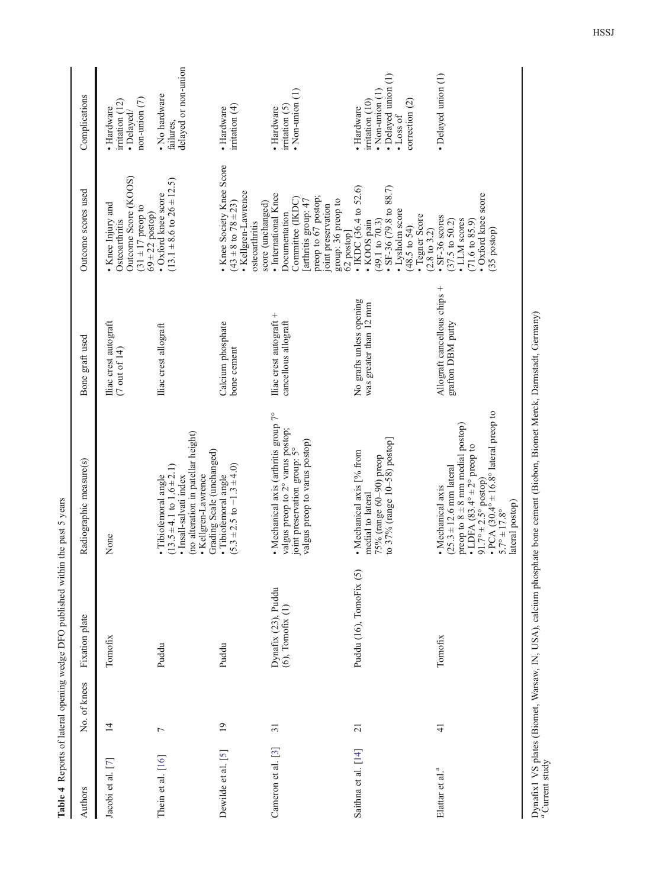**Table 4** Reports of lateral opening wedge DFO published within the past 5 years

| Authors | No. of knees | Fixation plate | Radiographic measure(s) | Bone graft used | Outcome scores used | Complications |
|---|---|---|---|---|---|---|
| Jacobi et al. [7] | 14 | Tomofix | None | Iliac crest autograft (7 out of 14) | • Knee Injury and Osteoarthritis Outcome Score (KOOS) (31 ± 17 preop to 69 ± 22 postop) | • Hardware irritation (12) • Delayed/ non-union (7) |
| Thein et al. [16] | 7 | Puddu | • Tibiofemoral angle (13.5 ± 4.1 to 1.6 ± 2.1) • Insall-salvati index (no alteration in patellar height) • Kellgren-Lawrence Grading Scale (unchanged) | Iliac crest allograft | • Oxford knee score (13.1 ± 8.6 to 26 ± 12.5) | • No hardware failures, delayed or non-union |
| Dewilde et al. [5] | 19 | Puddu | • Tibiofemoral angle (5.3 ± 2.5 to −1.3 ± 4.0) | Calcium phosphate bone cement | • Knee Society Knee Score (43 ± 8 to 78 ± 23) • Kellgren-Lawrence osteoarthritis score (unchanged) | • Hardware irritation (4) |
| Cameron et al. [3] | 31 | Dynafix (23), Puddu (6), Tomofix (1) | • Mechanical axis (arthritis group 7° valgus preop to 2° varus postop; joint preservation group: 5° valgus preop to varus postop) | Iliac crest autograft + cancellous allograft | • International Knee Documentation Committee (IKDC) [arthritis group: 47 preop to 67 postop; joint preservation group: 36 preop to 62 postop] | • Hardware irritation (5) • Non-union (1) |
| Saithna et al. [14] | 21 | Puddu (16), TomoFix (5) | • Mechanical axis [% from medial to lateral 75% (range 60–90) preop to 37% (range 10–58) postop] | No grafts unless opening was greater than 12 mm | • IKDC (36.4 to 52.6) • KOOS pain (49.1 to 70.3) • SF-36 (79.8 to 88.7) • Lysholm score (48.5 to 54) • Tegner Score (2.8 to 3.2) | • Hardware irritation (10) • Non-union (1) • Delayed union (1) • Loss of correction (2) |
| Elattar et al.[a] | 41 | Tomofix | • Mechanical axis (25.3 ± 12.6 mm lateral preop to 8 ± 8 mm medial postop) • LDFA (83.4° ± 2° preop to 91.7° ± 2.5° postop) • PCA (30.4° ± 16.8° lateral preop to 5.7° ± 17.8° lateral postop) | Allograft cancellous chips + grafton DBM putty | • SF-36 scores (37.5 to 50.2) • LLM scores (71.6 to 85.9) • Oxford knee score (35 postop) | • Delayed union (1) |

Dynafix1 VS plates (Biomet, Warsaw, IN, USA), calcium phosphate bone cement (Biobon, Biomet Merck, Darmstadt, Germany)

[a] Current study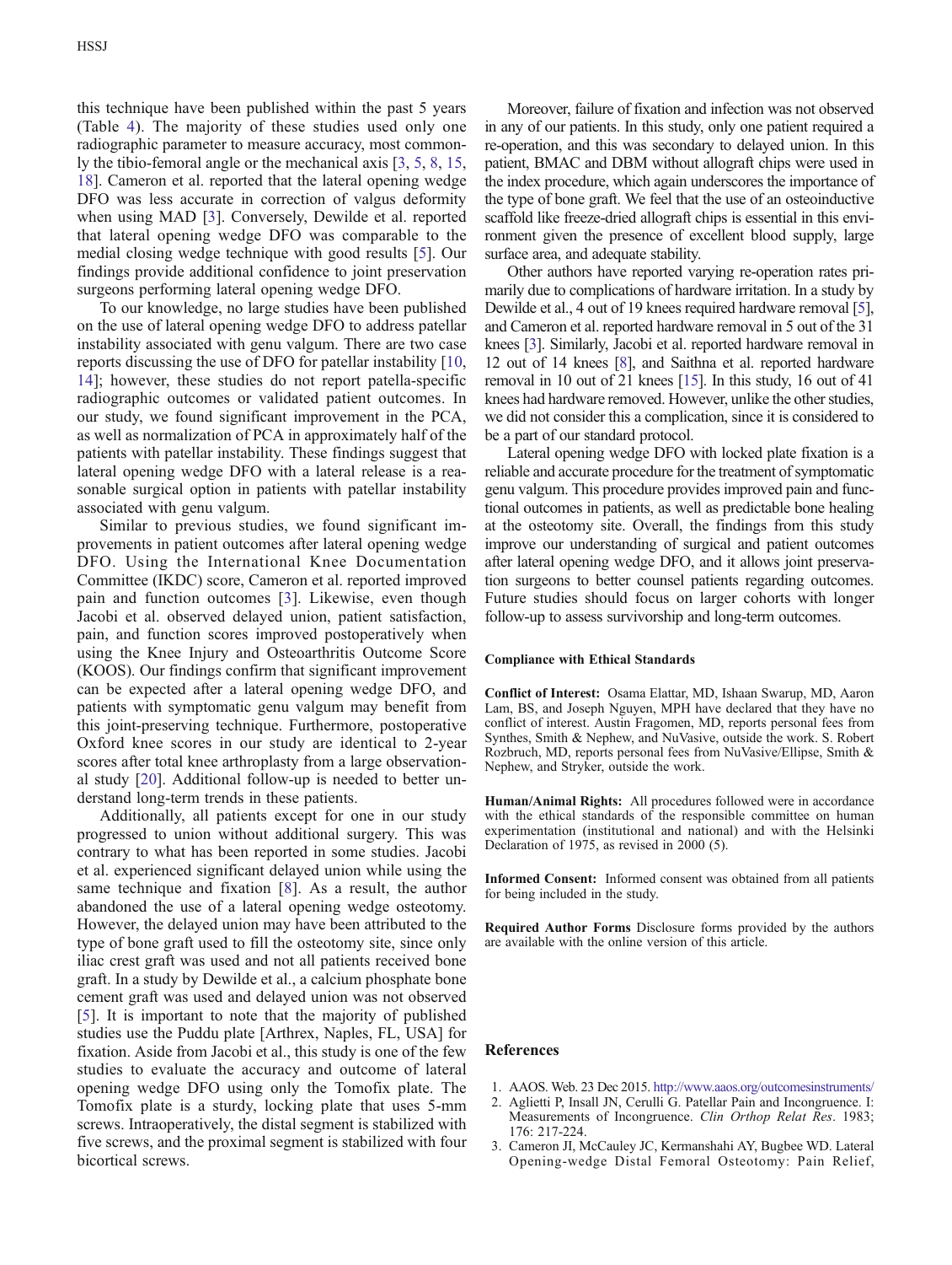this technique have been published within the past 5 years (Table 4). The majority of these studies used only one radiographic parameter to measure accuracy, most commonly the tibio-femoral angle or the mechanical axis [3, 5, 8, 15, 18]. Cameron et al. reported that the lateral opening wedge DFO was less accurate in correction of valgus deformity when using MAD [3]. Conversely, Dewilde et al. reported that lateral opening wedge DFO was comparable to the medial closing wedge technique with good results [5]. Our findings provide additional confidence to joint preservation surgeons performing lateral opening wedge DFO.

To our knowledge, no large studies have been published on the use of lateral opening wedge DFO to address patellar instability associated with genu valgum. There are two case reports discussing the use of DFO for patellar instability [10, 14]; however, these studies do not report patella-specific radiographic outcomes or validated patient outcomes. In our study, we found significant improvement in the PCA, as well as normalization of PCA in approximately half of the patients with patellar instability. These findings suggest that lateral opening wedge DFO with a lateral release is a reasonable surgical option in patients with patellar instability associated with genu valgum.

Similar to previous studies, we found significant improvements in patient outcomes after lateral opening wedge DFO. Using the International Knee Documentation Committee (IKDC) score, Cameron et al. reported improved pain and function outcomes [3]. Likewise, even though Jacobi et al. observed delayed union, patient satisfaction, pain, and function scores improved postoperatively when using the Knee Injury and Osteoarthritis Outcome Score (KOOS). Our findings confirm that significant improvement can be expected after a lateral opening wedge DFO, and patients with symptomatic genu valgum may benefit from this joint-preserving technique. Furthermore, postoperative Oxford knee scores in our study are identical to 2-year scores after total knee arthroplasty from a large observational study [20]. Additional follow-up is needed to better understand long-term trends in these patients.

Additionally, all patients except for one in our study progressed to union without additional surgery. This was contrary to what has been reported in some studies. Jacobi et al. experienced significant delayed union while using the same technique and fixation [8]. As a result, the author abandoned the use of a lateral opening wedge osteotomy. However, the delayed union may have been attributed to the type of bone graft used to fill the osteotomy site, since only iliac crest graft was used and not all patients received bone graft. In a study by Dewilde et al., a calcium phosphate bone cement graft was used and delayed union was not observed [5]. It is important to note that the majority of published studies use the Puddu plate [Arthrex, Naples, FL, USA] for fixation. Aside from Jacobi et al., this study is one of the few studies to evaluate the accuracy and outcome of lateral opening wedge DFO using only the Tomofix plate. The Tomofix plate is a sturdy, locking plate that uses 5-mm screws. Intraoperatively, the distal segment is stabilized with five screws, and the proximal segment is stabilized with four bicortical screws.

Moreover, failure of fixation and infection was not observed in any of our patients. In this study, only one patient required a re-operation, and this was secondary to delayed union. In this patient, BMAC and DBM without allograft chips were used in the index procedure, which again underscores the importance of the type of bone graft. We feel that the use of an osteoinductive scaffold like freeze-dried allograft chips is essential in this environment given the presence of excellent blood supply, large surface area, and adequate stability.

Other authors have reported varying re-operation rates primarily due to complications of hardware irritation. In a study by Dewilde et al., 4 out of 19 knees required hardware removal [5], and Cameron et al. reported hardware removal in 5 out of the 31 knees [3]. Similarly, Jacobi et al. reported hardware removal in 12 out of 14 knees [8], and Saithna et al. reported hardware removal in 10 out of 21 knees [15]. In this study, 16 out of 41 knees had hardware removed. However, unlike the other studies, we did not consider this a complication, since it is considered to be a part of our standard protocol.

Lateral opening wedge DFO with locked plate fixation is a reliable and accurate procedure for the treatment of symptomatic genu valgum. This procedure provides improved pain and functional outcomes in patients, as well as predictable bone healing at the osteotomy site. Overall, the findings from this study improve our understanding of surgical and patient outcomes after lateral opening wedge DFO, and it allows joint preservation surgeons to better counsel patients regarding outcomes. Future studies should focus on larger cohorts with longer follow-up to assess survivorship and long-term outcomes.

#### Compliance with Ethical Standards

**Conflict of Interest:** Osama Elattar, MD, Ishaan Swarup, MD, Aaron Lam, BS, and Joseph Nguyen, MPH have declared that they have no conflict of interest. Austin Fragomen, MD, reports personal fees from Synthes, Smith & Nephew, and NuVasive, outside the work. S. Robert Rozbruch, MD, reports personal fees from NuVasive/Ellipse, Smith & Nephew, and Stryker, outside the work.

**Human/Animal Rights:** All procedures followed were in accordance with the ethical standards of the responsible committee on human experimentation (institutional and national) and with the Helsinki Declaration of 1975, as revised in 2000 (5).

**Informed Consent:** Informed consent was obtained from all patients for being included in the study.

**Required Author Forms** Disclosure forms provided by the authors are available with the online version of this article.

## References

1. AAOS. Web. 23 Dec 2015. http://www.aaos.org/outcomesinstruments/
2. Aglietti P, Insall JN, Cerulli G. Patellar Pain and Incongruence. I: Measurements of Incongruence. *Clin Orthop Relat Res*. 1983; 176: 217-224.
3. Cameron JI, McCauley JC, Kermanshahi AY, Bugbee WD. Lateral Opening-wedge Distal Femoral Osteotomy: Pain Relief,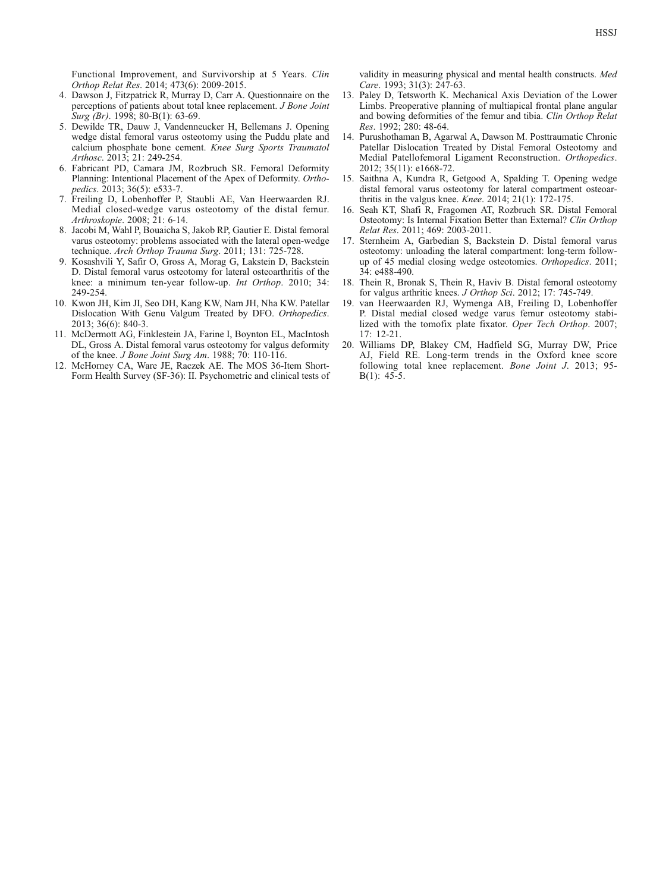Functional Improvement, and Survivorship at 5 Years. *Clin Orthop Relat Res*. 2014; 473(6): 2009-2015.

4. Dawson J, Fitzpatrick R, Murray D, Carr A. Questionnaire on the perceptions of patients about total knee replacement. *J Bone Joint Surg (Br)*. 1998; 80-B(1): 63-69.
5. Dewilde TR, Dauw J, Vandenneucker H, Bellemans J. Opening wedge distal femoral varus osteotomy using the Puddu plate and calcium phosphate bone cement. *Knee Surg Sports Traumatol Arthosc*. 2013; 21: 249-254.
6. Fabricant PD, Camara JM, Rozbruch SR. Femoral Deformity Planning: Intentional Placement of the Apex of Deformity. *Orthopedics*. 2013; 36(5): e533-7.
7. Freiling D, Lobenhoffer P, Staubli AE, Van Heerwaarden RJ. Medial closed-wedge varus osteotomy of the distal femur. *Arthroskopie*. 2008; 21: 6-14.
8. Jacobi M, Wahl P, Bouaicha S, Jakob RP, Gautier E. Distal femoral varus osteotomy: problems associated with the lateral open-wedge technique. *Arch Orthop Trauma Surg*. 2011; 131: 725-728.
9. Kosashvili Y, Safir O, Gross A, Morag G, Lakstein D, Backstein D. Distal femoral varus osteotomy for lateral osteoarthritis of the knee: a minimum ten-year follow-up. *Int Orthop*. 2010; 34: 249-254.
10. Kwon JH, Kim JI, Seo DH, Kang KW, Nam JH, Nha KW. Patellar Dislocation With Genu Valgum Treated by DFO. *Orthopedics*. 2013; 36(6): 840-3.
11. McDermott AG, Finklestein JA, Farine I, Boynton EL, MacIntosh DL, Gross A. Distal femoral varus osteotomy for valgus deformity of the knee. *J Bone Joint Surg Am*. 1988; 70: 110-116.
12. McHorney CA, Ware JE, Raczek AE. The MOS 36-Item Short-Form Health Survey (SF-36): II. Psychometric and clinical tests of validity in measuring physical and mental health constructs. *Med Care*. 1993; 31(3): 247-63.
13. Paley D, Tetsworth K. Mechanical Axis Deviation of the Lower Limbs. Preoperative planning of multiapical frontal plane angular and bowing deformities of the femur and tibia. *Clin Orthop Relat Res*. 1992; 280: 48-64.
14. Purushothaman B, Agarwal A, Dawson M. Posttraumatic Chronic Patellar Dislocation Treated by Distal Femoral Osteotomy and Medial Patellofemoral Ligament Reconstruction. *Orthopedics*. 2012; 35(11): e1668-72.
15. Saithna A, Kundra R, Getgood A, Spalding T. Opening wedge distal femoral varus osteotomy for lateral compartment osteoarthritis in the valgus knee. *Knee*. 2014; 21(1): 172-175.
16. Seah KT, Shafi R, Fragomen AT, Rozbruch SR. Distal Femoral Osteotomy: Is Internal Fixation Better than External? *Clin Orthop Relat Res*. 2011; 469: 2003-2011.
17. Sternheim A, Garbedian S, Backstein D. Distal femoral varus osteotomy: unloading the lateral compartment: long-term follow-up of 45 medial closing wedge osteotomies. *Orthopedics*. 2011; 34: e488-490.
18. Thein R, Bronak S, Thein R, Haviv B. Distal femoral osteotomy for valgus arthritic knees. *J Orthop Sci*. 2012; 17: 745-749.
19. van Heerwaarden RJ, Wymenga AB, Freiling D, Lobenhoffer P. Distal medial closed wedge varus femur osteotomy stabilized with the tomofix plate fixator. *Oper Tech Orthop*. 2007; 17: 12-21.
20. Williams DP, Blakey CM, Hadfield SG, Murray DW, Price AJ, Field RE. Long-term trends in the Oxford knee score following total knee replacement. *Bone Joint J*. 2013; 95-B(1): 45-5.